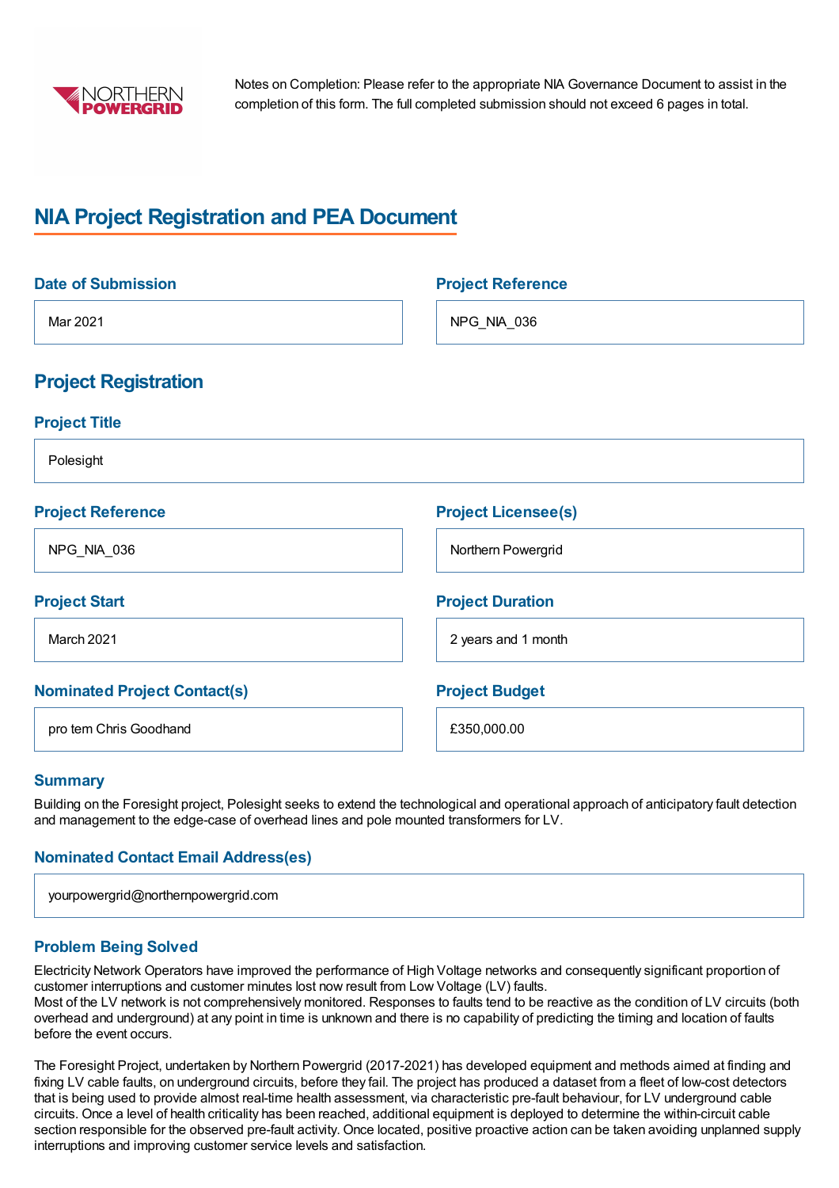NORTHERN POWERGRID

Notes on Completion: Please refer to the appropriate NIA Governance Document to assist in the completion of this form. The full completed submission should not exceed 6 pages in total.

# NIA Project Registration and PEA Document

### Date of Submission

Mar 2021

### Project Reference

NPG_NIA_036

## Project Registration

### Project Title

Polesight

### Project Reference

NPG_NIA_036

### Project Licensee(s)

Northern Powergrid

### Project Start

March 2021

### Project Duration

2 years and 1 month

### Nominated Project Contact(s)

pro tem Chris Goodhand

### Project Budget

£350,000.00

### Summary

Building on the Foresight project, Polesight seeks to extend the technological and operational approach of anticipatory fault detection and management to the edge-case of overhead lines and pole mounted transformers for LV.

### Nominated Contact Email Address(es)

yourpowergrid@northernpowergrid.com

### Problem Being Solved

Electricity Network Operators have improved the performance of High Voltage networks and consequently significant proportion of customer interruptions and customer minutes lost now result from Low Voltage (LV) faults.
Most of the LV network is not comprehensively monitored. Responses to faults tend to be reactive as the condition of LV circuits (both overhead and underground) at any point in time is unknown and there is no capability of predicting the timing and location of faults before the event occurs.

The Foresight Project, undertaken by Northern Powergrid (2017-2021) has developed equipment and methods aimed at finding and fixing LV cable faults, on underground circuits, before they fail. The project has produced a dataset from a fleet of low-cost detectors that is being used to provide almost real-time health assessment, via characteristic pre-fault behaviour, for LV underground cable circuits. Once a level of health criticality has been reached, additional equipment is deployed to determine the within-circuit cable section responsible for the observed pre-fault activity. Once located, positive proactive action can be taken avoiding unplanned supply interruptions and improving customer service levels and satisfaction.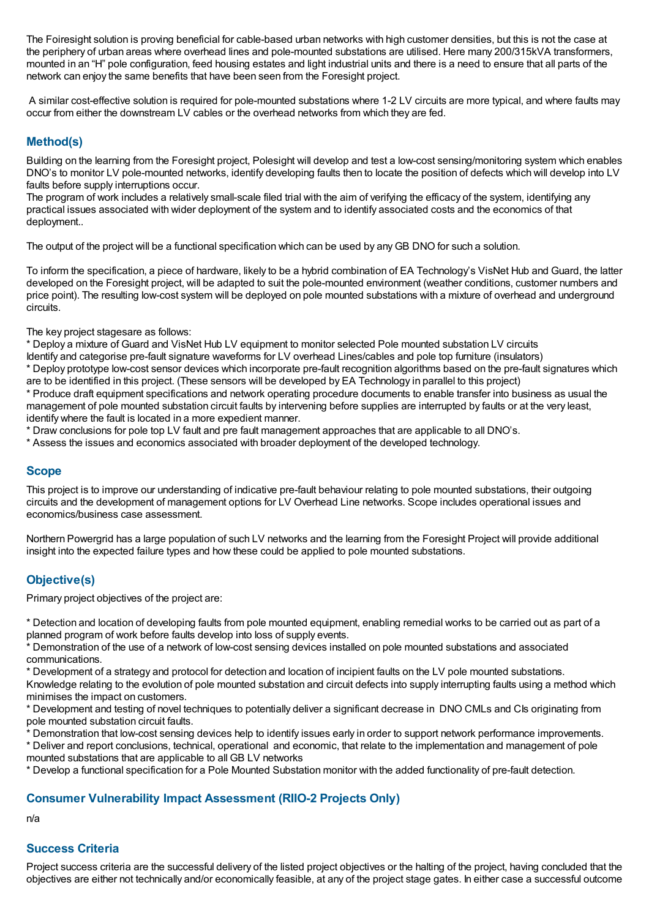The Foiresight solution is proving beneficial for cable-based urban networks with high customer densities, but this is not the case at the periphery of urban areas where overhead lines and pole-mounted substations are utilised. Here many 200/315kVA transformers, mounted in an "H" pole configuration, feed housing estates and light industrial units and there is a need to ensure that all parts of the network can enjoy the same benefits that have been seen from the Foresight project.

A similar cost-effective solution is required for pole-mounted substations where 1-2 LV circuits are more typical, and where faults may occur from either the downstream LV cables or the overhead networks from which they are fed.

## Method(s)

Building on the learning from the Foresight project, Polesight will develop and test a low-cost sensing/monitoring system which enables DNO's to monitor LV pole-mounted networks, identify developing faults then to locate the position of defects which will develop into LV faults before supply interruptions occur.
The program of work includes a relatively small-scale filed trial with the aim of verifying the efficacy of the system, identifying any practical issues associated with wider deployment of the system and to identify associated costs and the economics of that deployment..

The output of the project will be a functional specification which can be used by any GB DNO for such a solution.

To inform the specification, a piece of hardware, likely to be a hybrid combination of EA Technology's VisNet Hub and Guard, the latter developed on the Foresight project, will be adapted to suit the pole-mounted environment (weather conditions, customer numbers and price point). The resulting low-cost system will be deployed on pole mounted substations with a mixture of overhead and underground circuits.

The key project stagesare as follows:
* Deploy a mixture of Guard and VisNet Hub LV equipment to monitor selected Pole mounted substation LV circuits
Identify and categorise pre-fault signature waveforms for LV overhead Lines/cables and pole top furniture (insulators)
* Deploy prototype low-cost sensor devices which incorporate pre-fault recognition algorithms based on the pre-fault signatures which are to be identified in this project. (These sensors will be developed by EA Technology in parallel to this project)
* Produce draft equipment specifications and network operating procedure documents to enable transfer into business as usual the management of pole mounted substation circuit faults by intervening before supplies are interrupted by faults or at the very least, identify where the fault is located in a more expedient manner.
* Draw conclusions for pole top LV fault and pre fault management approaches that are applicable to all DNO's.
* Assess the issues and economics associated with broader deployment of the developed technology.

## Scope

This project is to improve our understanding of indicative pre-fault behaviour relating to pole mounted substations, their outgoing circuits and the development of management options for LV Overhead Line networks. Scope includes operational issues and economics/business case assessment.

Northern Powergrid has a large population of such LV networks and the learning from the Foresight Project will provide additional insight into the expected failure types and how these could be applied to pole mounted substations.

## Objective(s)

Primary project objectives of the project are:

* Detection and location of developing faults from pole mounted equipment, enabling remedial works to be carried out as part of a planned program of work before faults develop into loss of supply events.
* Demonstration of the use of a network of low-cost sensing devices installed on pole mounted substations and associated communications.
* Development of a strategy and protocol for detection and location of incipient faults on the LV pole mounted substations.
Knowledge relating to the evolution of pole mounted substation and circuit defects into supply interrupting faults using a method which minimises the impact on customers.
* Development and testing of novel techniques to potentially deliver a significant decrease in DNO CMLs and CIs originating from pole mounted substation circuit faults.
* Demonstration that low-cost sensing devices help to identify issues early in order to support network performance improvements.
* Deliver and report conclusions, technical, operational and economic, that relate to the implementation and management of pole mounted substations that are applicable to all GB LV networks
* Develop a functional specification for a Pole Mounted Substation monitor with the added functionality of pre-fault detection.

## Consumer Vulnerability Impact Assessment (RIIO-2 Projects Only)

n/a

## Success Criteria

Project success criteria are the successful delivery of the listed project objectives or the halting of the project, having concluded that the objectives are either not technically and/or economically feasible, at any of the project stage gates. In either case a successful outcome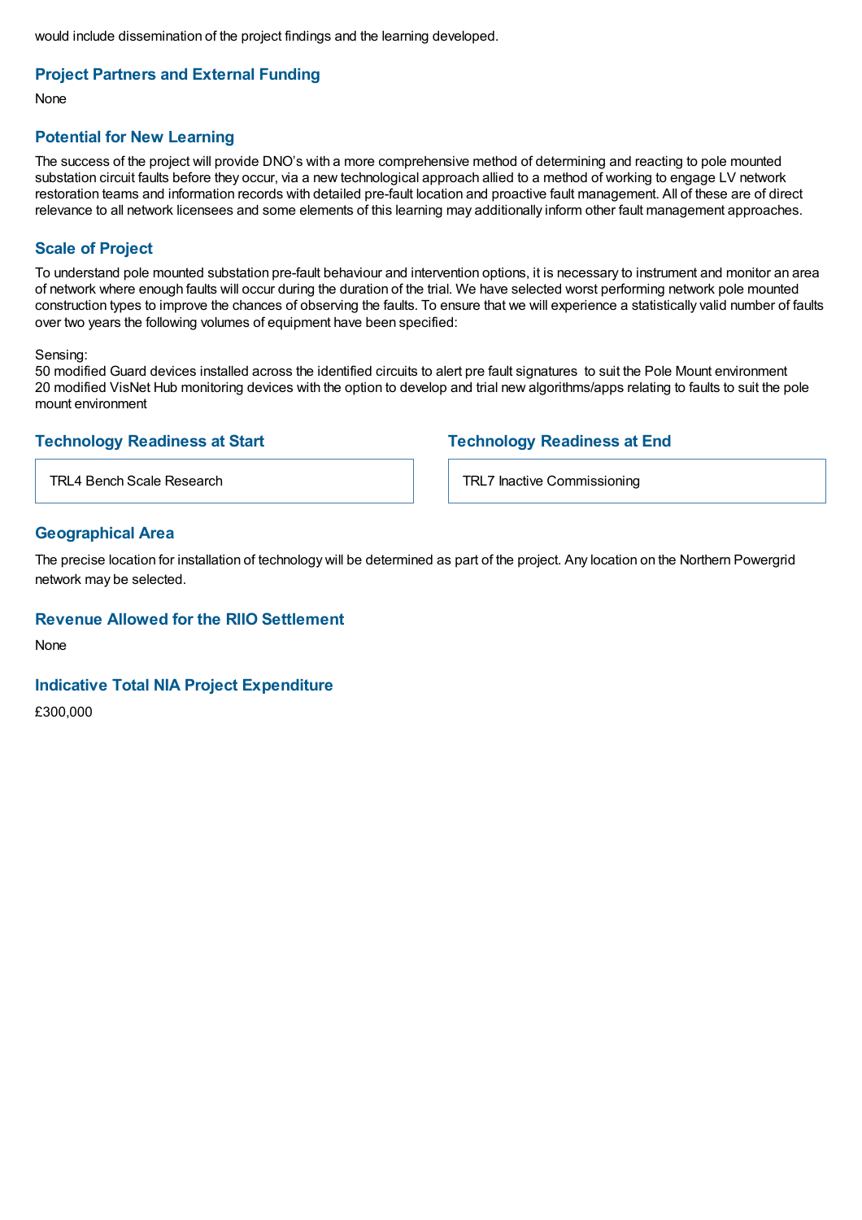would include dissemination of the project findings and the learning developed.

### Project Partners and External Funding

None

### Potential for New Learning

The success of the project will provide DNO's with a more comprehensive method of determining and reacting to pole mounted substation circuit faults before they occur, via a new technological approach allied to a method of working to engage LV network restoration teams and information records with detailed pre-fault location and proactive fault management. All of these are of direct relevance to all network licensees and some elements of this learning may additionally inform other fault management approaches.

### Scale of Project

To understand pole mounted substation pre-fault behaviour and intervention options, it is necessary to instrument and monitor an area of network where enough faults will occur during the duration of the trial. We have selected worst performing network pole mounted construction types to improve the chances of observing the faults. To ensure that we will experience a statistically valid number of faults over two years the following volumes of equipment have been specified:

Sensing:
50 modified Guard devices installed across the identified circuits to alert pre fault signatures to suit the Pole Mount environment
20 modified VisNet Hub monitoring devices with the option to develop and trial new algorithms/apps relating to faults to suit the pole mount environment

### Technology Readiness at Start

TRL4 Bench Scale Research

### Technology Readiness at End

TRL7 Inactive Commissioning

### Geographical Area

The precise location for installation of technology will be determined as part of the project. Any location on the Northern Powergrid network may be selected.

### Revenue Allowed for the RIIO Settlement

None

### Indicative Total NIA Project Expenditure

£300,000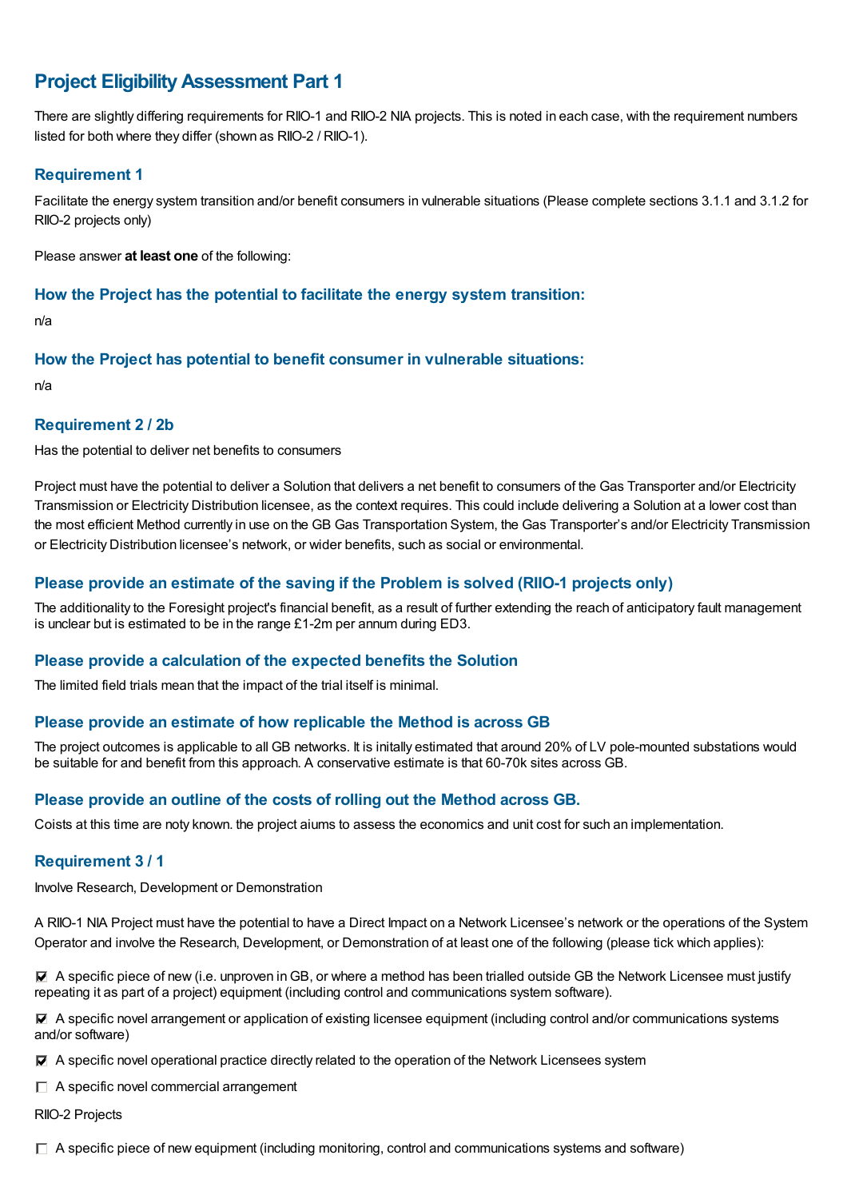## Project Eligibility Assessment Part 1

There are slightly differing requirements for RIIO-1 and RIIO-2 NIA projects. This is noted in each case, with the requirement numbers listed for both where they differ (shown as RIIO-2 / RIIO-1).

### Requirement 1

Facilitate the energy system transition and/or benefit consumers in vulnerable situations (Please complete sections 3.1.1 and 3.1.2 for RIIO-2 projects only)

Please answer **at least one** of the following:

### How the Project has the potential to facilitate the energy system transition:

n/a

### How the Project has potential to benefit consumer in vulnerable situations:

n/a

### Requirement 2 / 2b

Has the potential to deliver net benefits to consumers

Project must have the potential to deliver a Solution that delivers a net benefit to consumers of the Gas Transporter and/or Electricity Transmission or Electricity Distribution licensee, as the context requires. This could include delivering a Solution at a lower cost than the most efficient Method currently in use on the GB Gas Transportation System, the Gas Transporter's and/or Electricity Transmission or Electricity Distribution licensee's network, or wider benefits, such as social or environmental.

### Please provide an estimate of the saving if the Problem is solved (RIIO-1 projects only)

The additionality to the Foresight project's financial benefit, as a result of further extending the reach of anticipatory fault management is unclear but is estimated to be in the range £1-2m per annum during ED3.

### Please provide a calculation of the expected benefits the Solution

The limited field trials mean that the impact of the trial itself is minimal.

### Please provide an estimate of how replicable the Method is across GB

The project outcomes is applicable to all GB networks. It is initally estimated that around 20% of LV pole-mounted substations would be suitable for and benefit from this approach. A conservative estimate is that 60-70k sites across GB.

### Please provide an outline of the costs of rolling out the Method across GB.

Coists at this time are noty known. the project aiums to assess the economics and unit cost for such an implementation.

### Requirement 3 / 1

Involve Research, Development or Demonstration

A RIIO-1 NIA Project must have the potential to have a Direct Impact on a Network Licensee's network or the operations of the System Operator and involve the Research, Development, or Demonstration of at least one of the following (please tick which applies):

- ☑ A specific piece of new (i.e. unproven in GB, or where a method has been trialled outside GB the Network Licensee must justify repeating it as part of a project) equipment (including control and communications system software).
- ☑ A specific novel arrangement or application of existing licensee equipment (including control and/or communications systems and/or software)
- ☑ A specific novel operational practice directly related to the operation of the Network Licensees system
- ☐ A specific novel commercial arrangement

RIIO-2 Projects

- ☐ A specific piece of new equipment (including monitoring, control and communications systems and software)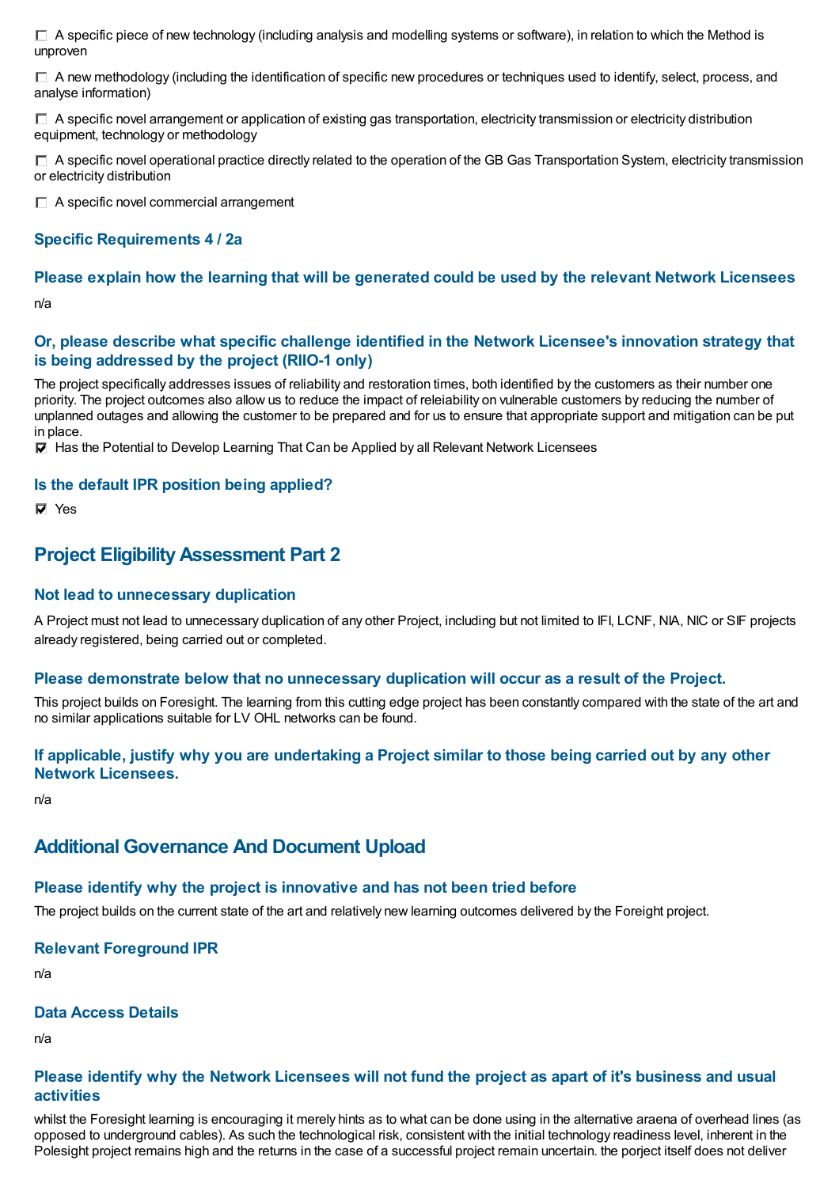☐ A specific piece of new technology (including analysis and modelling systems or software), in relation to which the Method is unproven

☐ A new methodology (including the identification of specific new procedures or techniques used to identify, select, process, and analyse information)

☐ A specific novel arrangement or application of existing gas transportation, electricity transmission or electricity distribution equipment, technology or methodology

☐ A specific novel operational practice directly related to the operation of the GB Gas Transportation System, electricity transmission or electricity distribution

☐ A specific novel commercial arrangement

### Specific Requirements 4 / 2a

### Please explain how the learning that will be generated could be used by the relevant Network Licensees

n/a

### Or, please describe what specific challenge identified in the Network Licensee's innovation strategy that is being addressed by the project (RIIO-1 only)

The project specifically addresses issues of reliability and restoration times, both identified by the customers as their number one priority. The project outcomes also allow us to reduce the impact of releiability on vulnerable customers by reducing the number of unplanned outages and allowing the customer to be prepared and for us to ensure that appropriate support and mitigation can be put in place.

☑ Has the Potential to Develop Learning That Can be Applied by all Relevant Network Licensees

### Is the default IPR position being applied?

☑ Yes

## Project Eligibility Assessment Part 2

### Not lead to unnecessary duplication

A Project must not lead to unnecessary duplication of any other Project, including but not limited to IFI, LCNF, NIA, NIC or SIF projects already registered, being carried out or completed.

### Please demonstrate below that no unnecessary duplication will occur as a result of the Project.

This project builds on Foresight. The learning from this cutting edge project has been constantly compared with the state of the art and no similar applications suitable for LV OHL networks can be found.

### If applicable, justify why you are undertaking a Project similar to those being carried out by any other Network Licensees.

n/a

## Additional Governance And Document Upload

### Please identify why the project is innovative and has not been tried before

The project builds on the current state of the art and relatively new learning outcomes delivered by the Foreight project.

### Relevant Foreground IPR

n/a

### Data Access Details

n/a

### Please identify why the Network Licensees will not fund the project as apart of it's business and usual activities

whilst the Foresight learning is encouraging it merely hints as to what can be done using in the alternative araena of overhead lines (as opposed to underground cables). As such the technological risk, consistent with the initial technology readiness level, inherent in the Polesight project remains high and the returns in the case of a successful project remain uncertain. the porject itself does not deliver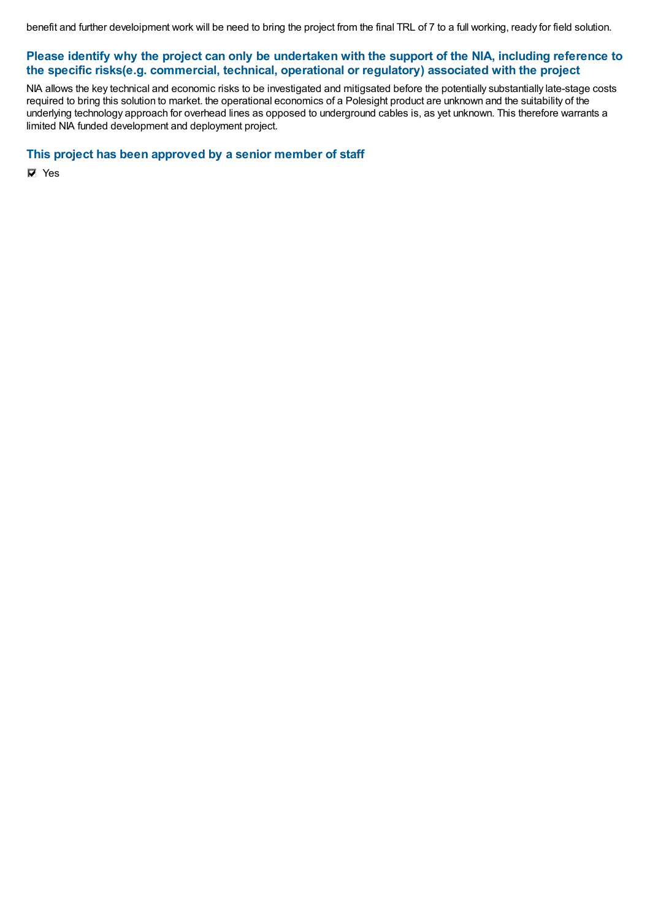benefit and further develoipment work will be need to bring the project from the final TRL of 7 to a full working, ready for field solution.

### Please identify why the project can only be undertaken with the support of the NIA, including reference to the specific risks(e.g. commercial, technical, operational or regulatory) associated with the project

NIA allows the key technical and economic risks to be investigated and mitigsated before the potentially substantially late-stage costs required to bring this solution to market. the operational economics of a Polesight product are unknown and the suitability of the underlying technology approach for overhead lines as opposed to underground cables is, as yet unknown. This therefore warrants a limited NIA funded development and deployment project.

### This project has been approved by a senior member of staff

☑ Yes